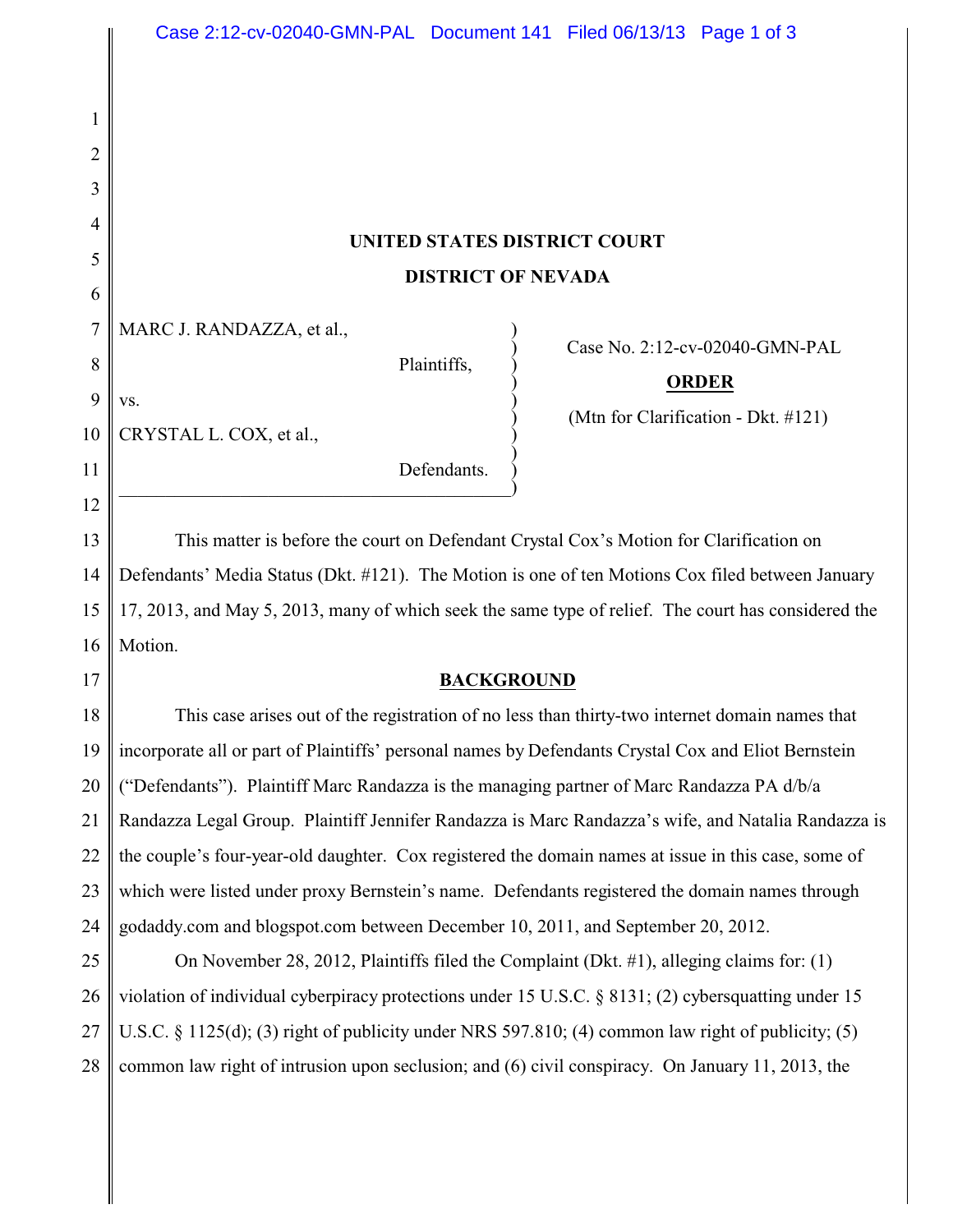**UNITED STATES DISTRICT COURT**

**DISTRICT OF NEVADA**

MARC J. RANDAZZA, et al.,

Plaintiffs,

vs.

CRYSTAL L. COX, et al.,

Defendants.

Case No. 2:12-cv-02040-GMN-PAL

**ORDER**

(Mtn for Clarification - Dkt. #121)

This matter is before the court on Defendant Crystal Cox's Motion for Clarification on Defendants' Media Status (Dkt. #121). The Motion is one of ten Motions Cox filed between January 17, 2013, and May 5, 2013, many of which seek the same type of relief. The court has considered the Motion.

**BACKGROUND**

This case arises out of the registration of no less than thirty-two internet domain names that incorporate all or part of Plaintiffs' personal names by Defendants Crystal Cox and Eliot Bernstein ("Defendants"). Plaintiff Marc Randazza is the managing partner of Marc Randazza PA d/b/a Randazza Legal Group. Plaintiff Jennifer Randazza is Marc Randazza's wife, and Natalia Randazza is the couple's four-year-old daughter. Cox registered the domain names at issue in this case, some of which were listed under proxy Bernstein's name. Defendants registered the domain names through godaddy.com and blogspot.com between December 10, 2011, and September 20, 2012.

On November 28, 2012, Plaintiffs filed the Complaint (Dkt. #1), alleging claims for: (1) violation of individual cyberpiracy protections under 15 U.S.C. § 8131; (2) cybersquatting under 15 U.S.C. § 1125(d); (3) right of publicity under NRS 597.810; (4) common law right of publicity; (5) common law right of intrusion upon seclusion; and (6) civil conspiracy. On January 11, 2013, the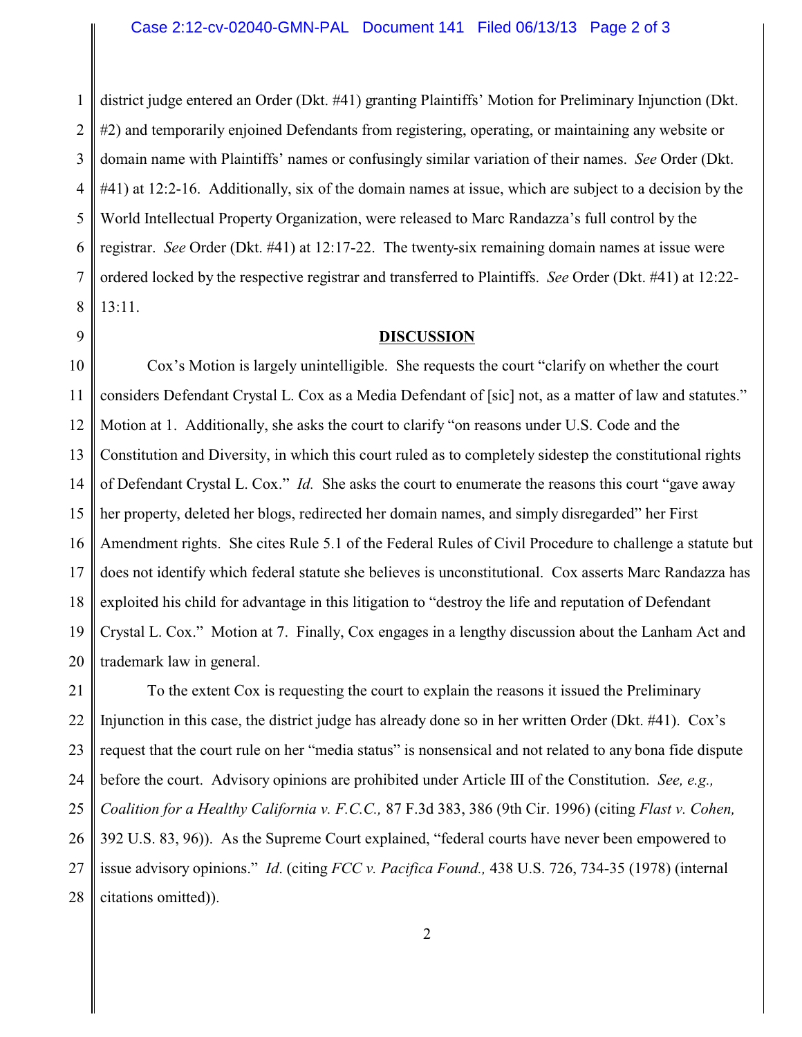district judge entered an Order (Dkt. #41) granting Plaintiffs' Motion for Preliminary Injunction (Dkt. #2) and temporarily enjoined Defendants from registering, operating, or maintaining any website or domain name with Plaintiffs' names or confusingly similar variation of their names. *See* Order (Dkt. #41) at 12:2-16. Additionally, six of the domain names at issue, which are subject to a decision by the World Intellectual Property Organization, were released to Marc Randazza's full control by the registrar. *See* Order (Dkt. #41) at 12:17-22. The twenty-six remaining domain names at issue were ordered locked by the respective registrar and transferred to Plaintiffs. *See* Order (Dkt. #41) at 12:22-13:11.

## DISCUSSION

Cox's Motion is largely unintelligible. She requests the court "clarify on whether the court considers Defendant Crystal L. Cox as a Media Defendant of [sic] not, as a matter of law and statutes." Motion at 1. Additionally, she asks the court to clarify "on reasons under U.S. Code and the Constitution and Diversity, in which this court ruled as to completely sidestep the constitutional rights of Defendant Crystal L. Cox." *Id.* She asks the court to enumerate the reasons this court "gave away her property, deleted her blogs, redirected her domain names, and simply disregarded" her First Amendment rights. She cites Rule 5.1 of the Federal Rules of Civil Procedure to challenge a statute but does not identify which federal statute she believes is unconstitutional. Cox asserts Marc Randazza has exploited his child for advantage in this litigation to "destroy the life and reputation of Defendant Crystal L. Cox." Motion at 7. Finally, Cox engages in a lengthy discussion about the Lanham Act and trademark law in general.

To the extent Cox is requesting the court to explain the reasons it issued the Preliminary Injunction in this case, the district judge has already done so in her written Order (Dkt. #41). Cox's request that the court rule on her "media status" is nonsensical and not related to any bona fide dispute before the court. Advisory opinions are prohibited under Article III of the Constitution. *See, e.g., Coalition for a Healthy California v. F.C.C.,* 87 F.3d 383, 386 (9th Cir. 1996) (citing *Flast v. Cohen,* 392 U.S. 83, 96)). As the Supreme Court explained, "federal courts have never been empowered to issue advisory opinions." *Id*. (citing *FCC v. Pacifica Found.,* 438 U.S. 726, 734-35 (1978) (internal citations omitted)).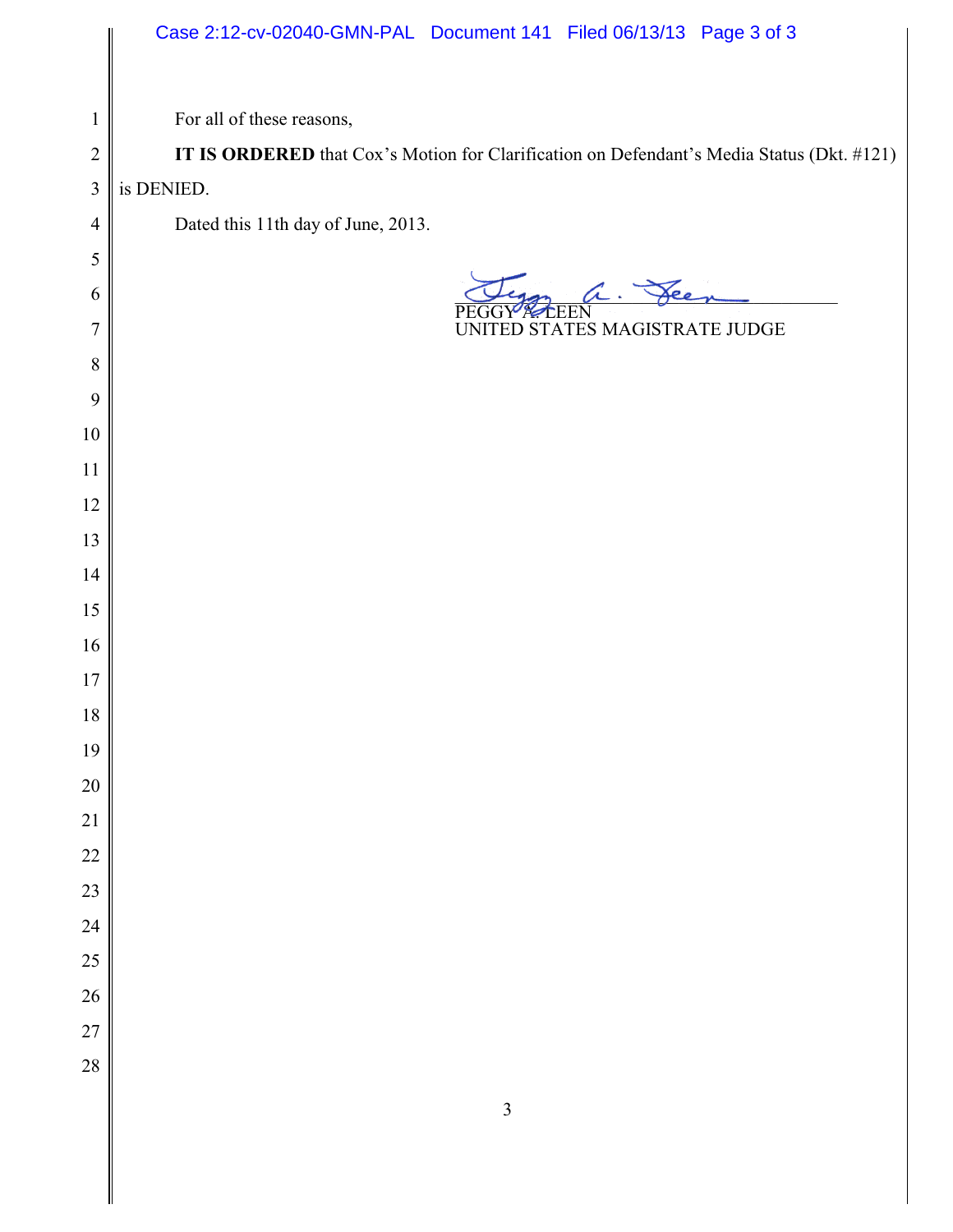For all of these reasons,

**IT IS ORDERED** that Cox's Motion for Clarification on Defendant's Media Status (Dkt. #121) is DENIED.

Dated this 11th day of June, 2013.

PEGGY A. LEEN
UNITED STATES MAGISTRATE JUDGE